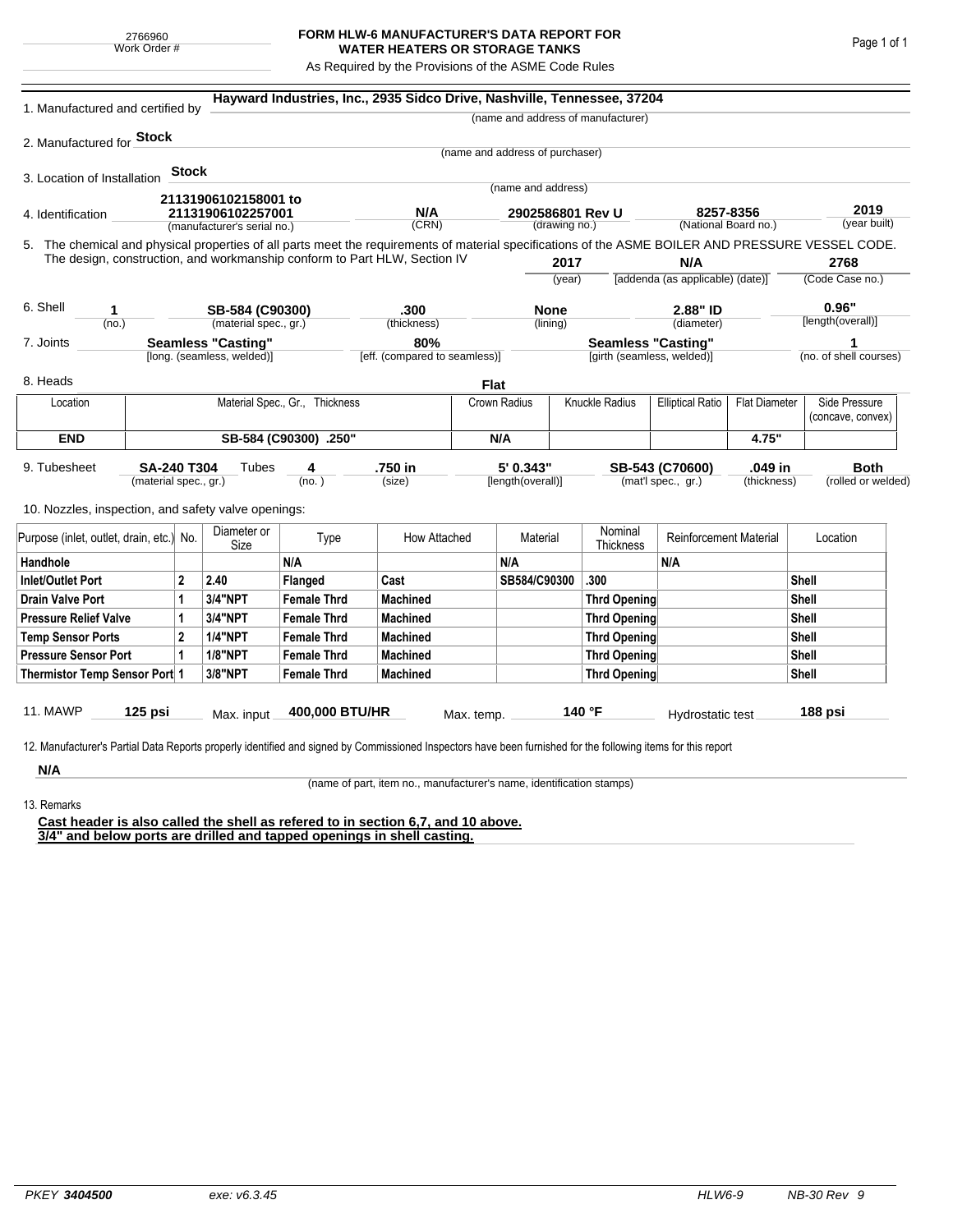2766960
Work Order #

# FORM HLW-6 MANUFACTURER'S DATA REPORT FOR WATER HEATERS OR STORAGE TANKS

As Required by the Provisions of the ASME Code Rules

1. Manufactured and certified by **Hayward Industries, Inc., 2935 Sidco Drive, Nashville, Tennessee, 37204**
(name and address of manufacturer)

2. Manufactured for **Stock**
(name and address of purchaser)

3. Location of Installation **Stock**
(name and address)

4. Identification **21131906102158001 to 21131906102257001** (manufacturer's serial no.) **N/A** (CRN) **2902586801 Rev U** (drawing no.) **8257-8356** (National Board no.) **2019** (year built)

5. The chemical and physical properties of all parts meet the requirements of material specifications of the ASME BOILER AND PRESSURE VESSEL CODE. The design, construction, and workmanship conform to Part HLW, Section IV **2017** (year) **N/A** [addenda (as applicable) (date)] **2768** (Code Case no.)

6. Shell **1** (no.) **SB-584 (C90300)** (material spec., gr.) **.300** (thickness) **None** (lining) **2.88" ID** (diameter) **0.96"** [length(overall)]

7. Joints **Seamless "Casting"** [long. (seamless, welded)] **80%** [eff. (compared to seamless)] **Seamless "Casting"** [girth (seamless, welded)] **1** (no. of shell courses)

8. Heads **Flat**

| Location | Material Spec., Gr., Thickness | Crown Radius | Knuckle Radius | Elliptical Ratio | Flat Diameter | Side Pressure (concave, convex) |
|---|---|---|---|---|---|---|
| **END** | **SB-584 (C90300) .250"** | **N/A** | | | **4.75"** | |

9. Tubesheet **SA-240 T304** (material spec., gr.) Tubes **4** (no.) **.750 in** (size) **5' 0.343"** [length(overall)] **SB-543 (C70600)** (mat'l spec., gr.) **.049 in** (thickness) **Both** (rolled or welded)

10. Nozzles, inspection, and safety valve openings:

| Purpose (inlet, outlet, drain, etc.) | No. | Diameter or Size | Type | How Attached | Material | Nominal Thickness | Reinforcement Material | Location |
|---|---|---|---|---|---|---|---|---|
| **Handhole** | | | **N/A** | | **N/A** | | **N/A** | |
| **Inlet/Outlet Port** | **2** | **2.40** | **Flanged** | **Cast** | **SB584/C90300** | **.300** | | **Shell** |
| **Drain Valve Port** | **1** | **3/4"NPT** | **Female Thrd** | **Machined** | | **Thrd Opening** | | **Shell** |
| **Pressure Relief Valve** | **1** | **3/4"NPT** | **Female Thrd** | **Machined** | | **Thrd Opening** | | **Shell** |
| **Temp Sensor Ports** | **2** | **1/4"NPT** | **Female Thrd** | **Machined** | | **Thrd Opening** | | **Shell** |
| **Pressure Sensor Port** | **1** | **1/8"NPT** | **Female Thrd** | **Machined** | | **Thrd Opening** | | **Shell** |
| **Thermistor Temp Sensor Port** | **1** | **3/8"NPT** | **Female Thrd** | **Machined** | | **Thrd Opening** | | **Shell** |

11. MAWP **125 psi** Max. input **400,000 BTU/HR** Max. temp. **140 °F** Hydrostatic test **188 psi**

12. Manufacturer's Partial Data Reports properly identified and signed by Commissioned Inspectors have been furnished for the following items for this report

**N/A**
(name of part, item no., manufacturer's name, identification stamps)

13. Remarks

**Cast header is also called the shell as refered to in section 6,7, and 10 above.**
**3/4" and below ports are drilled and tapped openings in shell casting.**

PKEY **3404500** exe: v6.3.45 HLW6-9 NB-30 Rev 9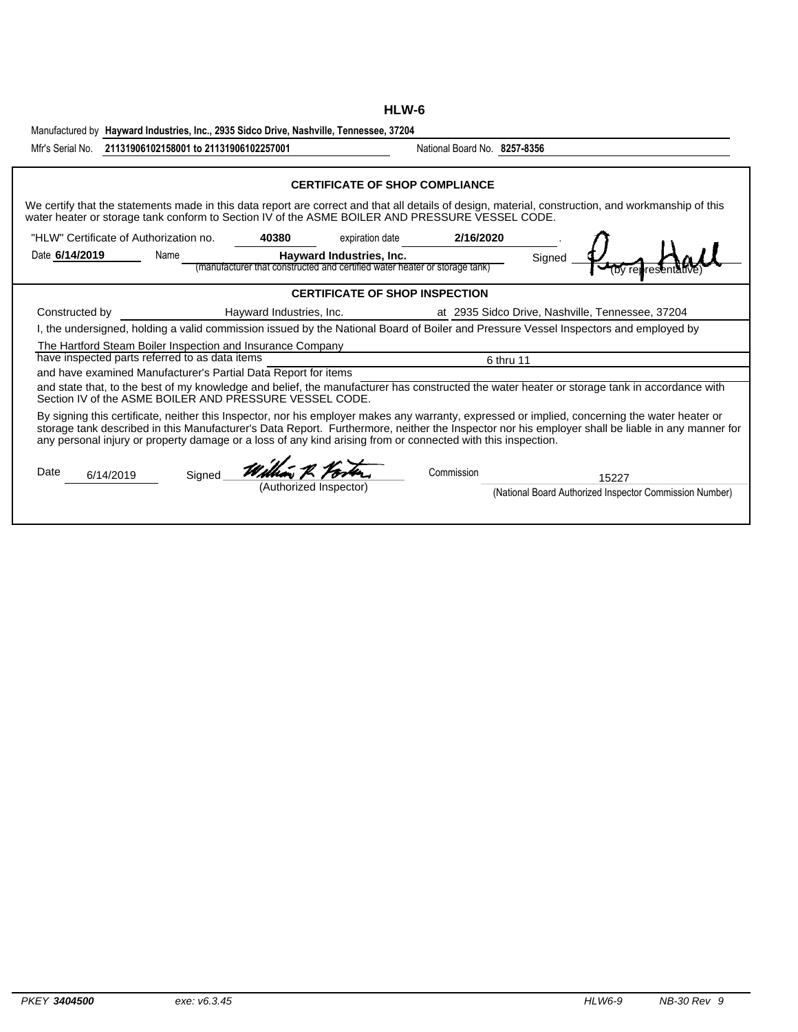# HLW-6

Manufactured by **Hayward Industries, Inc., 2935 Sidco Drive, Nashville, Tennessee, 37204**

Mfr's Serial No. **21131906102158001 to 21131906102257001** National Board No. **8257-8356**

## CERTIFICATE OF SHOP COMPLIANCE

We certify that the statements made in this data report are correct and that all details of design, material, construction, and workmanship of this water heater or storage tank conform to Section IV of the ASME BOILER AND PRESSURE VESSEL CODE.

"HLW" Certificate of Authorization no. **40380** expiration date **2/16/2020**.

Date **6/14/2019** Name **Hayward Industries, Inc.** (manufacturer that constructed and certified water heater or storage tank) Signed Perry Hall (by representative)

## CERTIFICATE OF SHOP INSPECTION

Constructed by Hayward Industries, Inc. at 2935 Sidco Drive, Nashville, Tennessee, 37204

I, the undersigned, holding a valid commission issued by the National Board of Boiler and Pressure Vessel Inspectors and employed by The Hartford Steam Boiler Inspection and Insurance Company

have inspected parts referred to as data items 6 thru 11

and have examined Manufacturer's Partial Data Report for items

and state that, to the best of my knowledge and belief, the manufacturer has constructed the water heater or storage tank in accordance with Section IV of the ASME BOILER AND PRESSURE VESSEL CODE.

By signing this certificate, neither this Inspector, nor his employer makes any warranty, expressed or implied, concerning the water heater or storage tank described in this Manufacturer's Data Report. Furthermore, neither the Inspector nor his employer shall be liable in any manner for any personal injury or property damage or a loss of any kind arising from or connected with this inspection.

Date 6/14/2019 Signed William R. Foster (Authorized Inspector) Commission 15227 (National Board Authorized Inspector Commission Number)

*PKEY 3404500* *exe: v6.3.45* *HLW6-9* *NB-30 Rev 9*